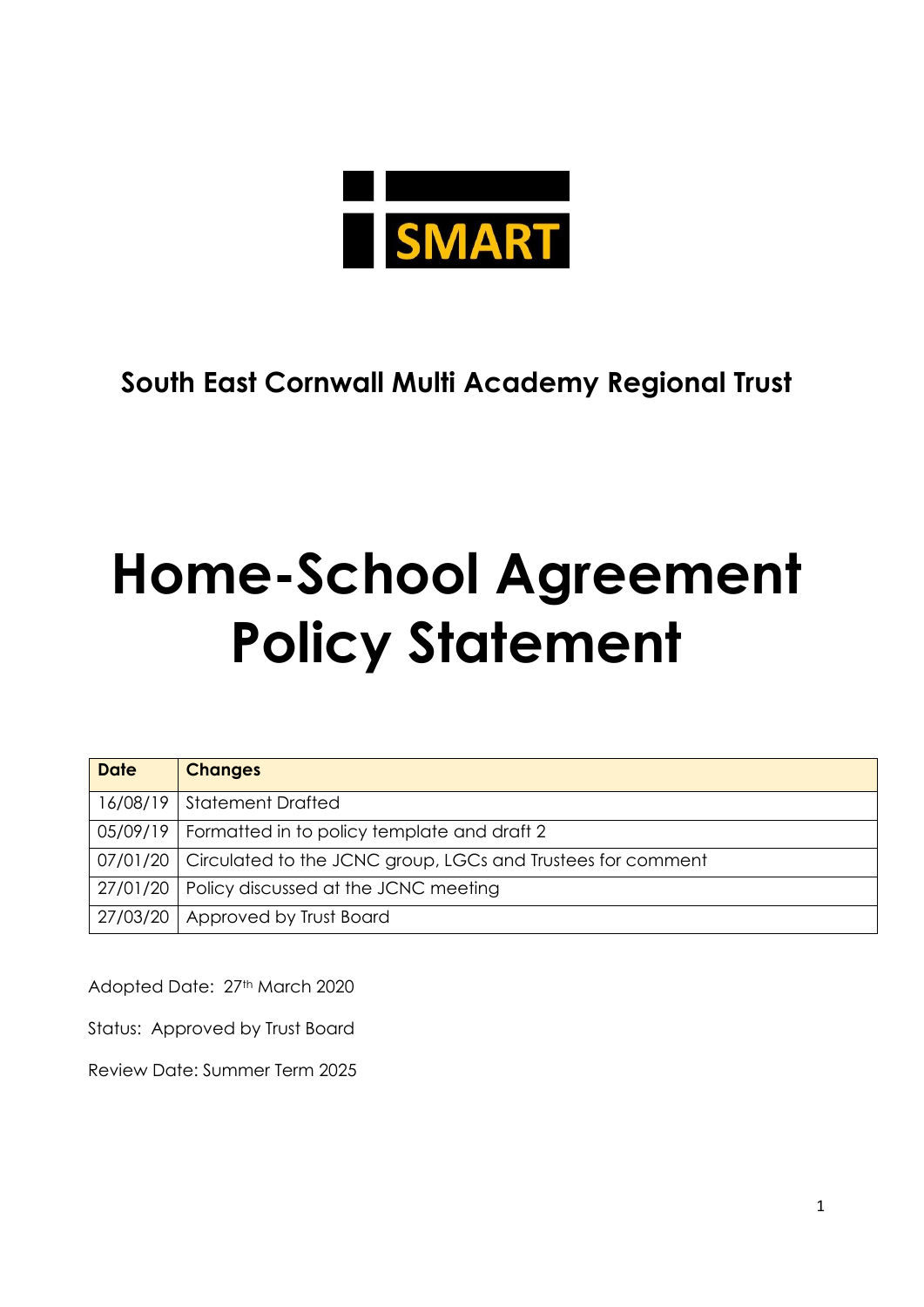SMART

**South East Cornwall Multi Academy Regional Trust**

# Home-School Agreement Policy Statement

| Date | Changes |
| --- | --- |
| 16/08/19 | Statement Drafted |
| 05/09/19 | Formatted in to policy template and draft 2 |
| 07/01/20 | Circulated to the JCNC group, LGCs and Trustees for comment |
| 27/01/20 | Policy discussed at the JCNC meeting |
| 27/03/20 | Approved by Trust Board |

Adopted Date: 27th March 2020

Status: Approved by Trust Board

Review Date: Summer Term 2025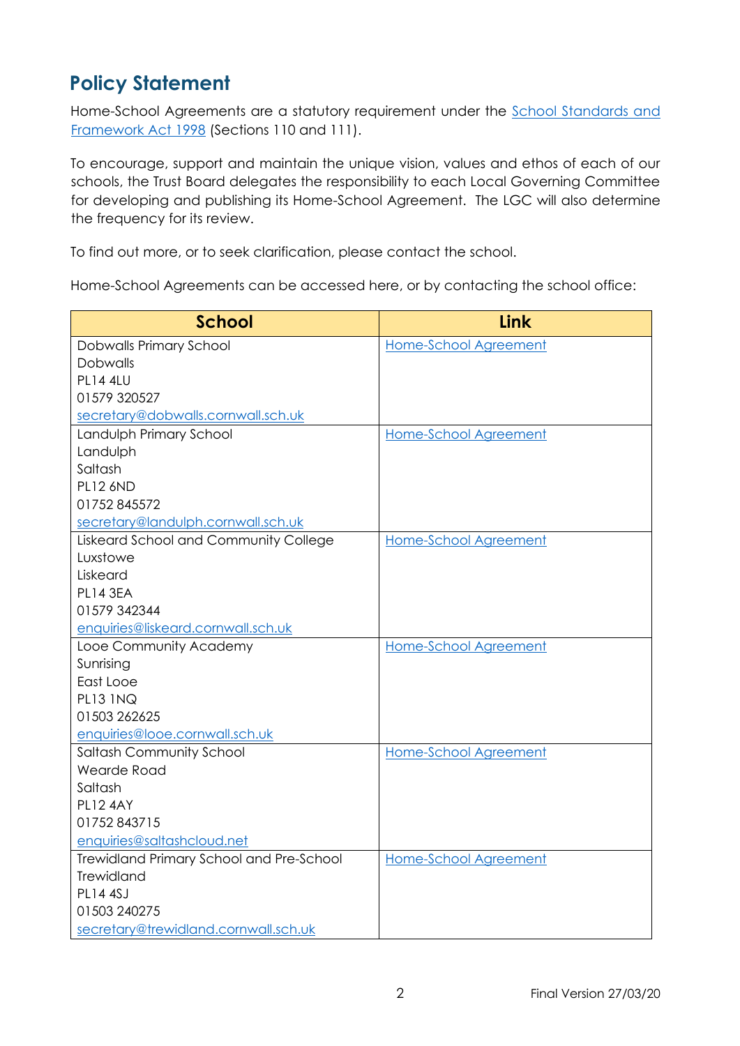## Policy Statement

Home-School Agreements are a statutory requirement under the School Standards and Framework Act 1998 (Sections 110 and 111).

To encourage, support and maintain the unique vision, values and ethos of each of our schools, the Trust Board delegates the responsibility to each Local Governing Committee for developing and publishing its Home-School Agreement. The LGC will also determine the frequency for its review.

To find out more, or to seek clarification, please contact the school.

Home-School Agreements can be accessed here, or by contacting the school office:

| School | Link |
|---|---|
| Dobwalls Primary School<br>Dobwalls<br>PL14 4LU<br>01579 320527<br>secretary@dobwalls.cornwall.sch.uk | Home-School Agreement |
| Landulph Primary School<br>Landulph<br>Saltash<br>PL12 6ND<br>01752 845572<br>secretary@landulph.cornwall.sch.uk | Home-School Agreement |
| Liskeard School and Community College<br>Luxstowe<br>Liskeard<br>PL14 3EA<br>01579 342344<br>enquiries@liskeard.cornwall.sch.uk | Home-School Agreement |
| Looe Community Academy<br>Sunrising<br>East Looe<br>PL13 1NQ<br>01503 262625<br>enquiries@looe.cornwall.sch.uk | Home-School Agreement |
| Saltash Community School<br>Wearde Road<br>Saltash<br>PL12 4AY<br>01752 843715<br>enquiries@saltashcloud.net | Home-School Agreement |
| Trewidland Primary School and Pre-School<br>Trewidland<br>PL14 4SJ<br>01503 240275<br>secretary@trewidland.cornwall.sch.uk | Home-School Agreement |

Final Version 27/03/20